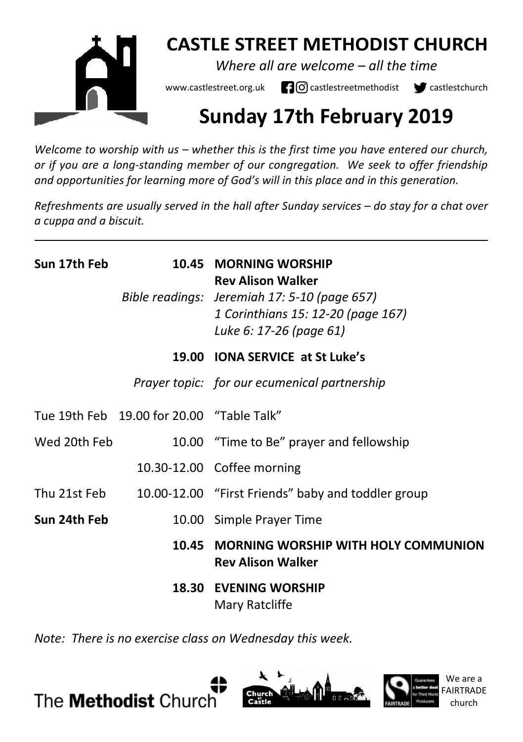# CASTLE STREET METHODIST CHURCH

*Where all are welcome – all the time*

www.castlestreet.org.uk castlestreetmethodist castlestchurch

# Sunday 17th February 2019

*Welcome to worship with us – whether this is the first time you have entered our church, or if you are a long-standing member of our congregation. We seek to offer friendship and opportunities for learning more of God's will in this place and in this generation.*

*Refreshments are usually served in the hall after Sunday services – do stay for a chat over a cuppa and a biscuit.*

---

| | | |
|---|---|---|
| **Sun 17th Feb** | **10.45** | **MORNING WORSHIP**<br>**Rev Alison Walker** |
| | *Bible readings:* | *Jeremiah 17: 5-10 (page 657)*<br>*1 Corinthians 15: 12-20 (page 167)*<br>*Luke 6: 17-26 (page 61)* |
| | **19.00** | **IONA SERVICE at St Luke's** |
| | *Prayer topic:* | *for our ecumenical partnership* |
| Tue 19th Feb | 19.00 for 20.00 | "Table Talk" |
| Wed 20th Feb | 10.00 | "Time to Be" prayer and fellowship |
| | 10.30-12.00 | Coffee morning |
| Thu 21st Feb | 10.00-12.00 | "First Friends" baby and toddler group |
| **Sun 24th Feb** | 10.00 | Simple Prayer Time |
| | **10.45** | **MORNING WORSHIP WITH HOLY COMMUNION**<br>**Rev Alison Walker** |
| | **18.30** | **EVENING WORSHIP**<br>Mary Ratcliffe |

*Note: There is no exercise class on Wednesday this week.*

The **Methodist** Church

We are a FAIRTRADE church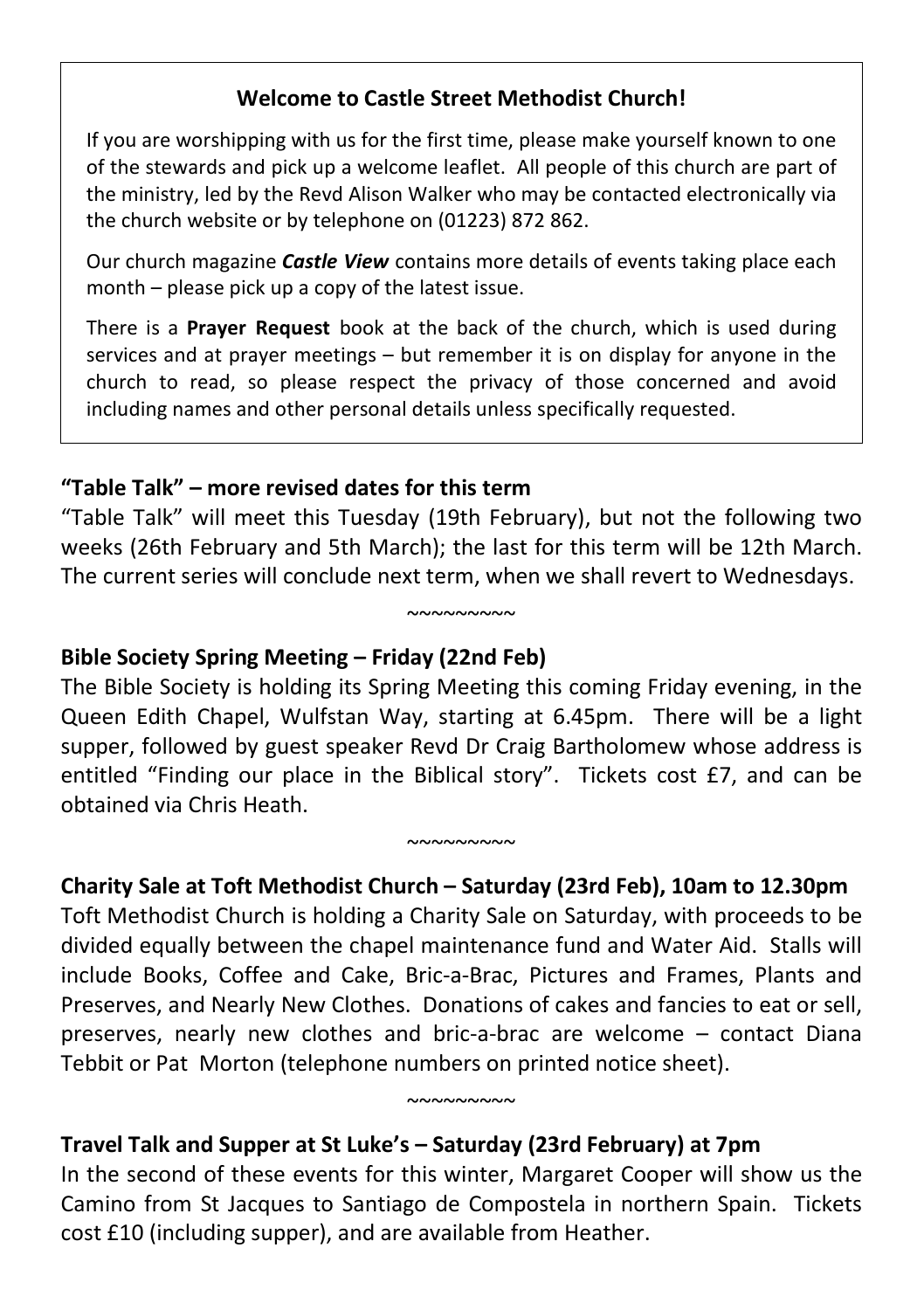### Welcome to Castle Street Methodist Church!

If you are worshipping with us for the first time, please make yourself known to one of the stewards and pick up a welcome leaflet. All people of this church are part of the ministry, led by the Revd Alison Walker who may be contacted electronically via the church website or by telephone on (01223) 872 862.

Our church magazine ***Castle View*** contains more details of events taking place each month – please pick up a copy of the latest issue.

There is a **Prayer Request** book at the back of the church, which is used during services and at prayer meetings – but remember it is on display for anyone in the church to read, so please respect the privacy of those concerned and avoid including names and other personal details unless specifically requested.

### "Table Talk" – more revised dates for this term

"Table Talk" will meet this Tuesday (19th February), but not the following two weeks (26th February and 5th March); the last for this term will be 12th March. The current series will conclude next term, when we shall revert to Wednesdays.

~~~~~~~~~

### Bible Society Spring Meeting – Friday (22nd Feb)

The Bible Society is holding its Spring Meeting this coming Friday evening, in the Queen Edith Chapel, Wulfstan Way, starting at 6.45pm. There will be a light supper, followed by guest speaker Revd Dr Craig Bartholomew whose address is entitled "Finding our place in the Biblical story". Tickets cost £7, and can be obtained via Chris Heath.

~~~~~~~~~

### Charity Sale at Toft Methodist Church – Saturday (23rd Feb), 10am to 12.30pm

Toft Methodist Church is holding a Charity Sale on Saturday, with proceeds to be divided equally between the chapel maintenance fund and Water Aid. Stalls will include Books, Coffee and Cake, Bric-a-Brac, Pictures and Frames, Plants and Preserves, and Nearly New Clothes. Donations of cakes and fancies to eat or sell, preserves, nearly new clothes and bric-a-brac are welcome – contact Diana Tebbit or Pat Morton (telephone numbers on printed notice sheet).

~~~~~~~~~

### Travel Talk and Supper at St Luke's – Saturday (23rd February) at 7pm

In the second of these events for this winter, Margaret Cooper will show us the Camino from St Jacques to Santiago de Compostela in northern Spain. Tickets cost £10 (including supper), and are available from Heather.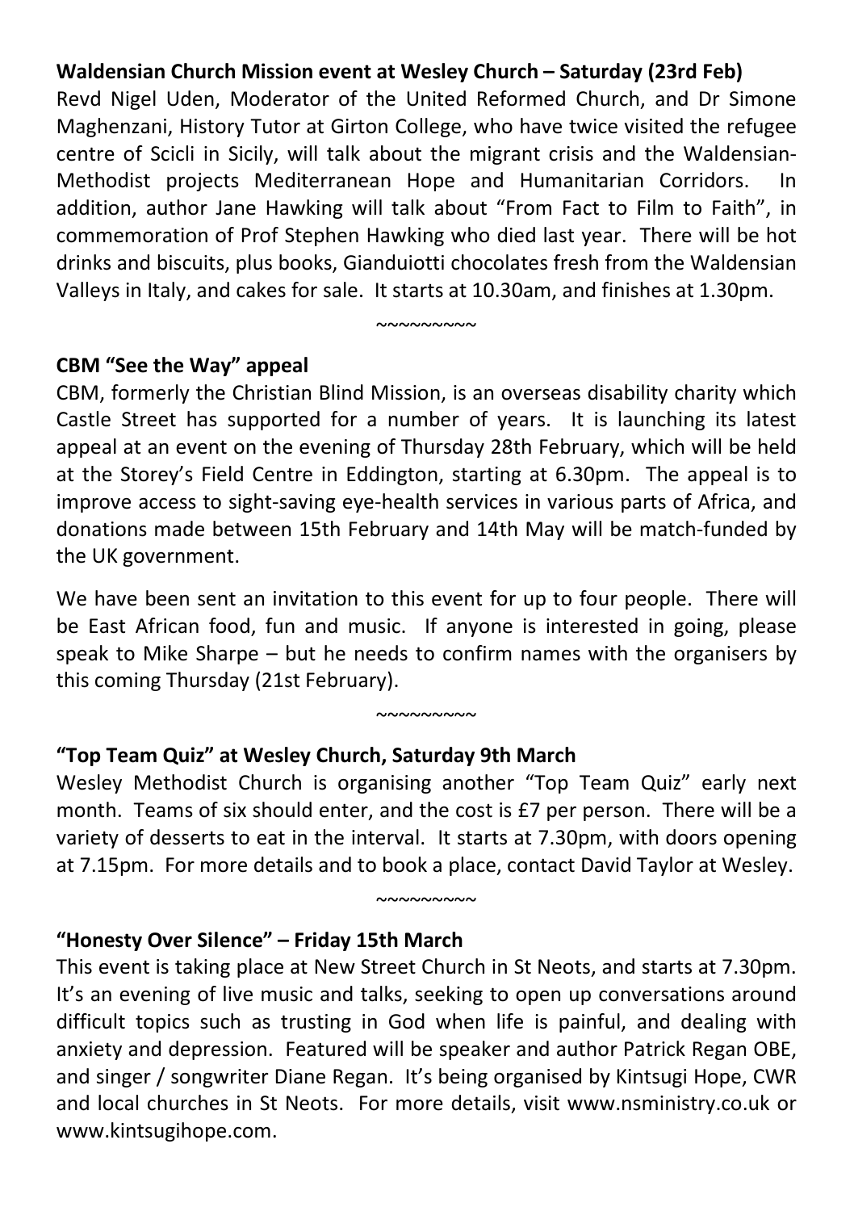**Waldensian Church Mission event at Wesley Church – Saturday (23rd Feb)**

Revd Nigel Uden, Moderator of the United Reformed Church, and Dr Simone Maghenzani, History Tutor at Girton College, who have twice visited the refugee centre of Scicli in Sicily, will talk about the migrant crisis and the Waldensian-Methodist projects Mediterranean Hope and Humanitarian Corridors. In addition, author Jane Hawking will talk about "From Fact to Film to Faith", in commemoration of Prof Stephen Hawking who died last year. There will be hot drinks and biscuits, plus books, Gianduiotti chocolates fresh from the Waldensian Valleys in Italy, and cakes for sale. It starts at 10.30am, and finishes at 1.30pm.

~~~~~~~~~

**CBM "See the Way" appeal**

CBM, formerly the Christian Blind Mission, is an overseas disability charity which Castle Street has supported for a number of years. It is launching its latest appeal at an event on the evening of Thursday 28th February, which will be held at the Storey's Field Centre in Eddington, starting at 6.30pm. The appeal is to improve access to sight-saving eye-health services in various parts of Africa, and donations made between 15th February and 14th May will be match-funded by the UK government.

We have been sent an invitation to this event for up to four people. There will be East African food, fun and music. If anyone is interested in going, please speak to Mike Sharpe – but he needs to confirm names with the organisers by this coming Thursday (21st February).

~~~~~~~~~

**"Top Team Quiz" at Wesley Church, Saturday 9th March**

Wesley Methodist Church is organising another "Top Team Quiz" early next month. Teams of six should enter, and the cost is £7 per person. There will be a variety of desserts to eat in the interval. It starts at 7.30pm, with doors opening at 7.15pm. For more details and to book a place, contact David Taylor at Wesley.

~~~~~~~~~

**"Honesty Over Silence" – Friday 15th March**

This event is taking place at New Street Church in St Neots, and starts at 7.30pm. It's an evening of live music and talks, seeking to open up conversations around difficult topics such as trusting in God when life is painful, and dealing with anxiety and depression. Featured will be speaker and author Patrick Regan OBE, and singer / songwriter Diane Regan. It's being organised by Kintsugi Hope, CWR and local churches in St Neots. For more details, visit www.nsministry.co.uk or www.kintsugihope.com.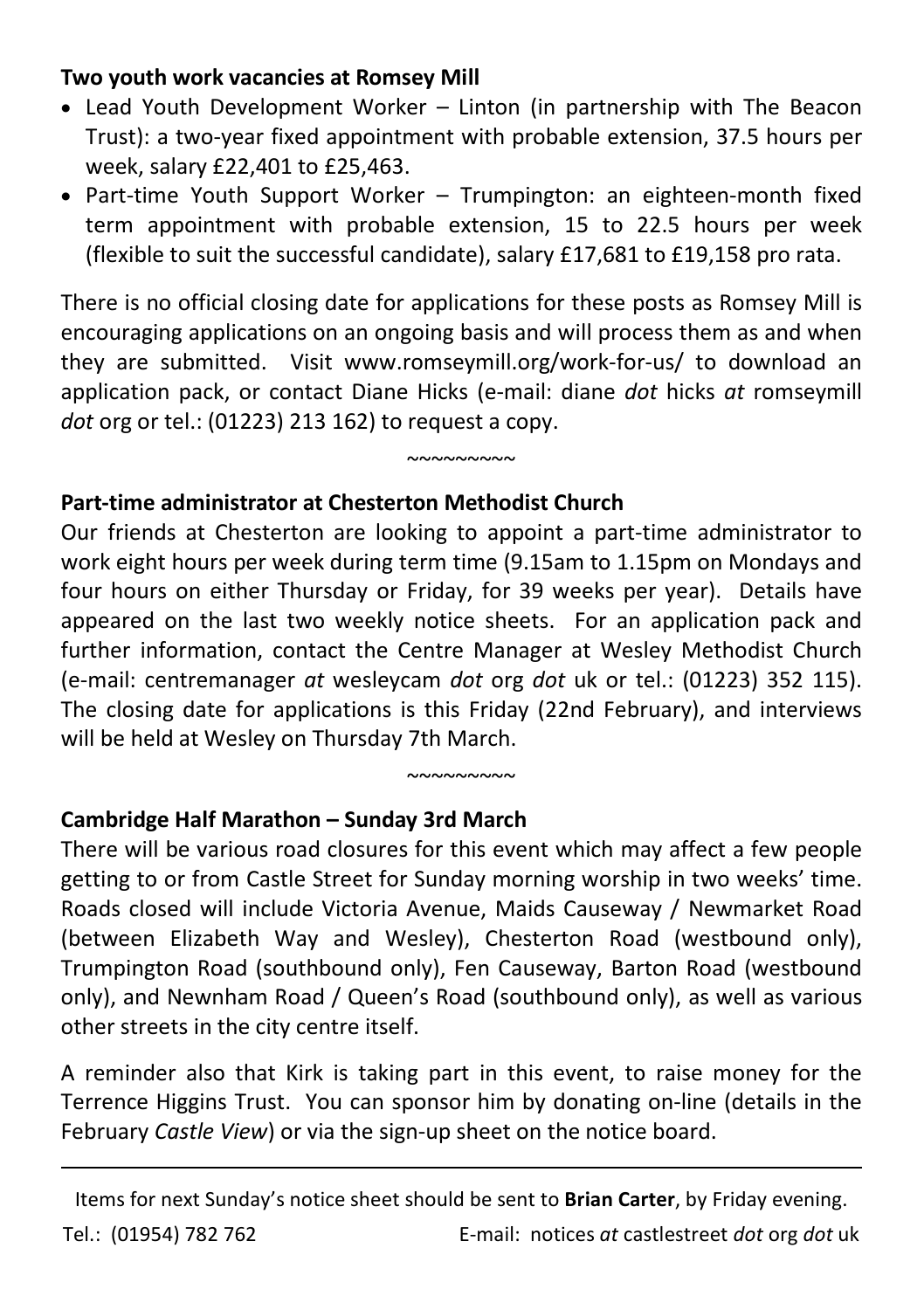**Two youth work vacancies at Romsey Mill**

- Lead Youth Development Worker – Linton (in partnership with The Beacon Trust): a two-year fixed appointment with probable extension, 37.5 hours per week, salary £22,401 to £25,463.
- Part-time Youth Support Worker – Trumpington: an eighteen-month fixed term appointment with probable extension, 15 to 22.5 hours per week (flexible to suit the successful candidate), salary £17,681 to £19,158 pro rata.

There is no official closing date for applications for these posts as Romsey Mill is encouraging applications on an ongoing basis and will process them as and when they are submitted. Visit www.romseymill.org/work-for-us/ to download an application pack, or contact Diane Hicks (e-mail: diane *dot* hicks *at* romseymill *dot* org or tel.: (01223) 213 162) to request a copy.

~~~~~~~~~

**Part-time administrator at Chesterton Methodist Church**

Our friends at Chesterton are looking to appoint a part-time administrator to work eight hours per week during term time (9.15am to 1.15pm on Mondays and four hours on either Thursday or Friday, for 39 weeks per year). Details have appeared on the last two weekly notice sheets. For an application pack and further information, contact the Centre Manager at Wesley Methodist Church (e-mail: centremanager *at* wesleycam *dot* org *dot* uk or tel.: (01223) 352 115). The closing date for applications is this Friday (22nd February), and interviews will be held at Wesley on Thursday 7th March.

~~~~~~~~~

**Cambridge Half Marathon – Sunday 3rd March**

There will be various road closures for this event which may affect a few people getting to or from Castle Street for Sunday morning worship in two weeks' time. Roads closed will include Victoria Avenue, Maids Causeway / Newmarket Road (between Elizabeth Way and Wesley), Chesterton Road (westbound only), Trumpington Road (southbound only), Fen Causeway, Barton Road (westbound only), and Newnham Road / Queen's Road (southbound only), as well as various other streets in the city centre itself.

A reminder also that Kirk is taking part in this event, to raise money for the Terrence Higgins Trust. You can sponsor him by donating on-line (details in the February *Castle View*) or via the sign-up sheet on the notice board.

---

Items for next Sunday's notice sheet should be sent to **Brian Carter**, by Friday evening.

Tel.: (01954) 782 762 E-mail: notices *at* castlestreet *dot* org *dot* uk